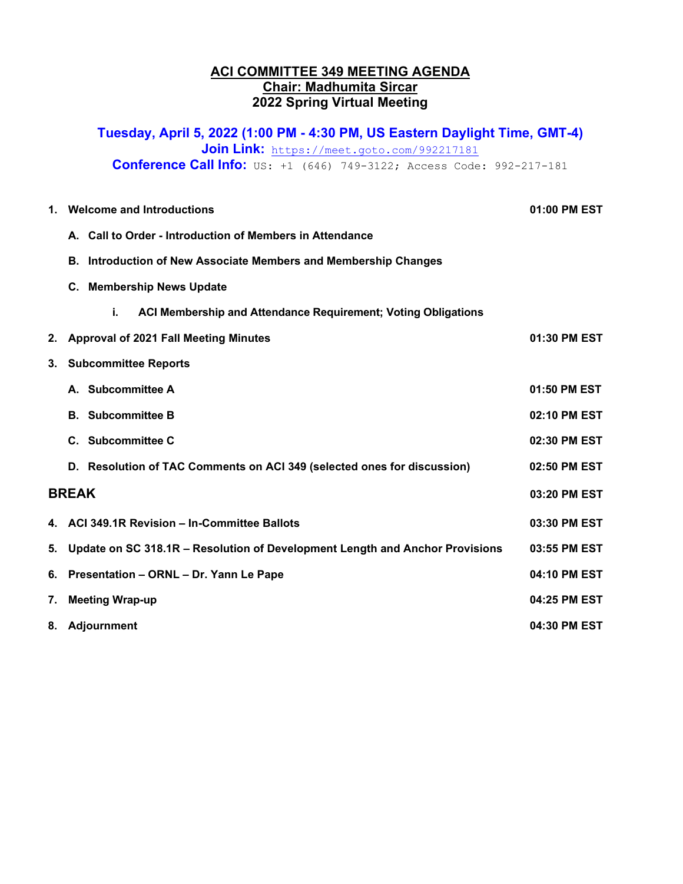# ACI COMMITTEE 349 MEETING AGENDA

## Chair: Madhumita Sircar

## 2022 Spring Virtual Meeting

**Tuesday, April 5, 2022 (1:00 PM - 4:30 PM, US Eastern Daylight Time, GMT-4)**

**Join Link:** https://meet.goto.com/992217181

**Conference Call Info:** US: +1 (646) 749-3122; Access Code: 992-217-181

| | | |
|---|---|---|
| **1.** | **Welcome and Introductions** | **01:00 PM EST** |
| | **A. Call to Order - Introduction of Members in Attendance** | |
| | **B. Introduction of New Associate Members and Membership Changes** | |
| | **C. Membership News Update** | |
| | **i. ACI Membership and Attendance Requirement; Voting Obligations** | |
| **2.** | **Approval of 2021 Fall Meeting Minutes** | **01:30 PM EST** |
| **3.** | **Subcommittee Reports** | |
| | **A. Subcommittee A** | **01:50 PM EST** |
| | **B. Subcommittee B** | **02:10 PM EST** |
| | **C. Subcommittee C** | **02:30 PM EST** |
| | **D. Resolution of TAC Comments on ACI 349 (selected ones for discussion)** | **02:50 PM EST** |
| **BREAK** | | **03:20 PM EST** |
| **4.** | **ACI 349.1R Revision – In-Committee Ballots** | **03:30 PM EST** |
| **5.** | **Update on SC 318.1R – Resolution of Development Length and Anchor Provisions** | **03:55 PM EST** |
| **6.** | **Presentation – ORNL – Dr. Yann Le Pape** | **04:10 PM EST** |
| **7.** | **Meeting Wrap-up** | **04:25 PM EST** |
| **8.** | **Adjournment** | **04:30 PM EST** |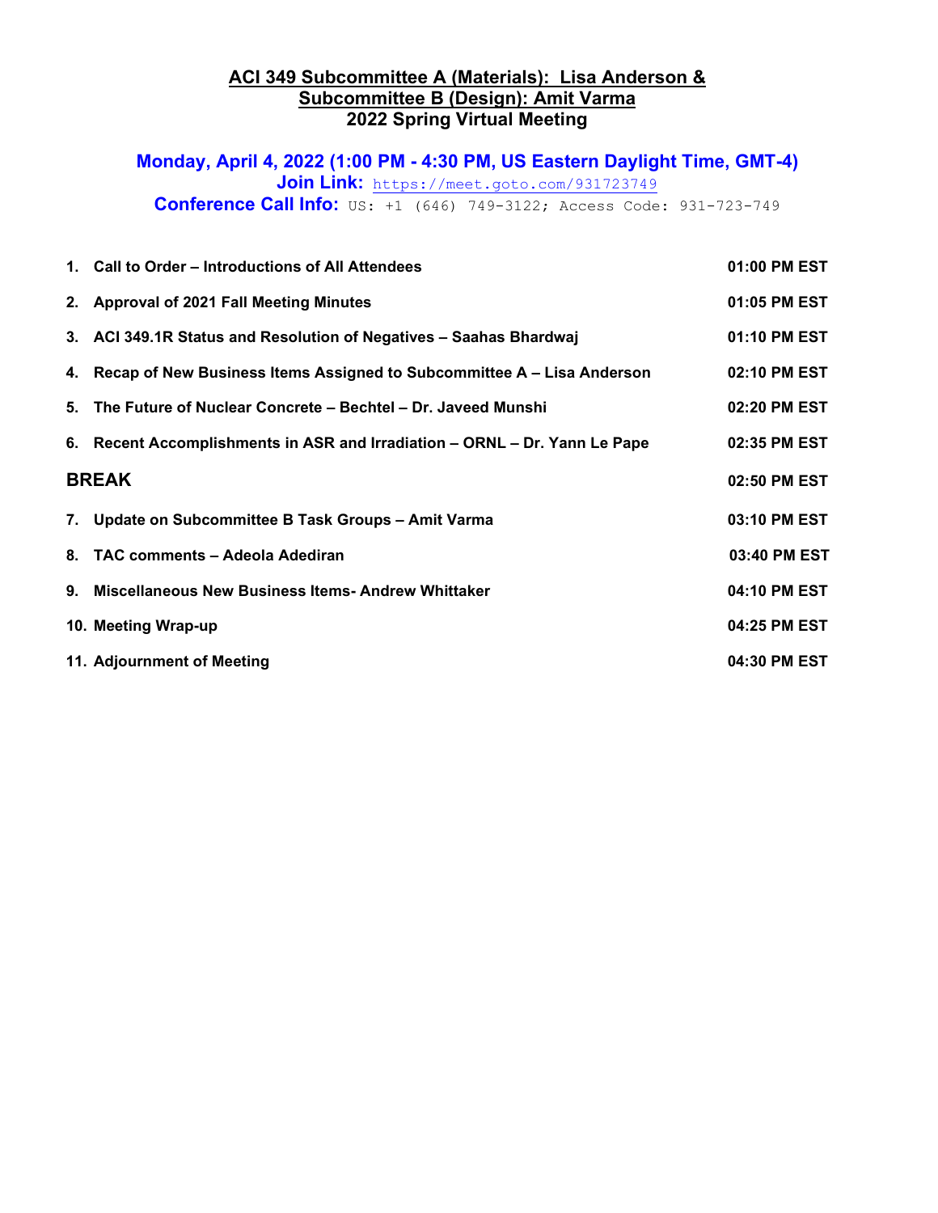**ACI 349 Subcommittee A (Materials): Lisa Anderson &**
**Subcommittee B (Design): Amit Varma**
**2022 Spring Virtual Meeting**

**Monday, April 4, 2022 (1:00 PM - 4:30 PM, US Eastern Daylight Time, GMT-4)**
**Join Link:** https://meet.goto.com/931723749
**Conference Call Info:** US: +1 (646) 749-3122; Access Code: 931-723-749

| | |
|---|---|
| **1. Call to Order – Introductions of All Attendees** | **01:00 PM EST** |
| **2. Approval of 2021 Fall Meeting Minutes** | **01:05 PM EST** |
| **3. ACI 349.1R Status and Resolution of Negatives – Saahas Bhardwaj** | **01:10 PM EST** |
| **4. Recap of New Business Items Assigned to Subcommittee A – Lisa Anderson** | **02:10 PM EST** |
| **5. The Future of Nuclear Concrete – Bechtel – Dr. Javeed Munshi** | **02:20 PM EST** |
| **6. Recent Accomplishments in ASR and Irradiation – ORNL – Dr. Yann Le Pape** | **02:35 PM EST** |
| **BREAK** | **02:50 PM EST** |
| **7. Update on Subcommittee B Task Groups – Amit Varma** | **03:10 PM EST** |
| **8. TAC comments – Adeola Adediran** | **03:40 PM EST** |
| **9. Miscellaneous New Business Items- Andrew Whittaker** | **04:10 PM EST** |
| **10. Meeting Wrap-up** | **04:25 PM EST** |
| **11. Adjournment of Meeting** | **04:30 PM EST** |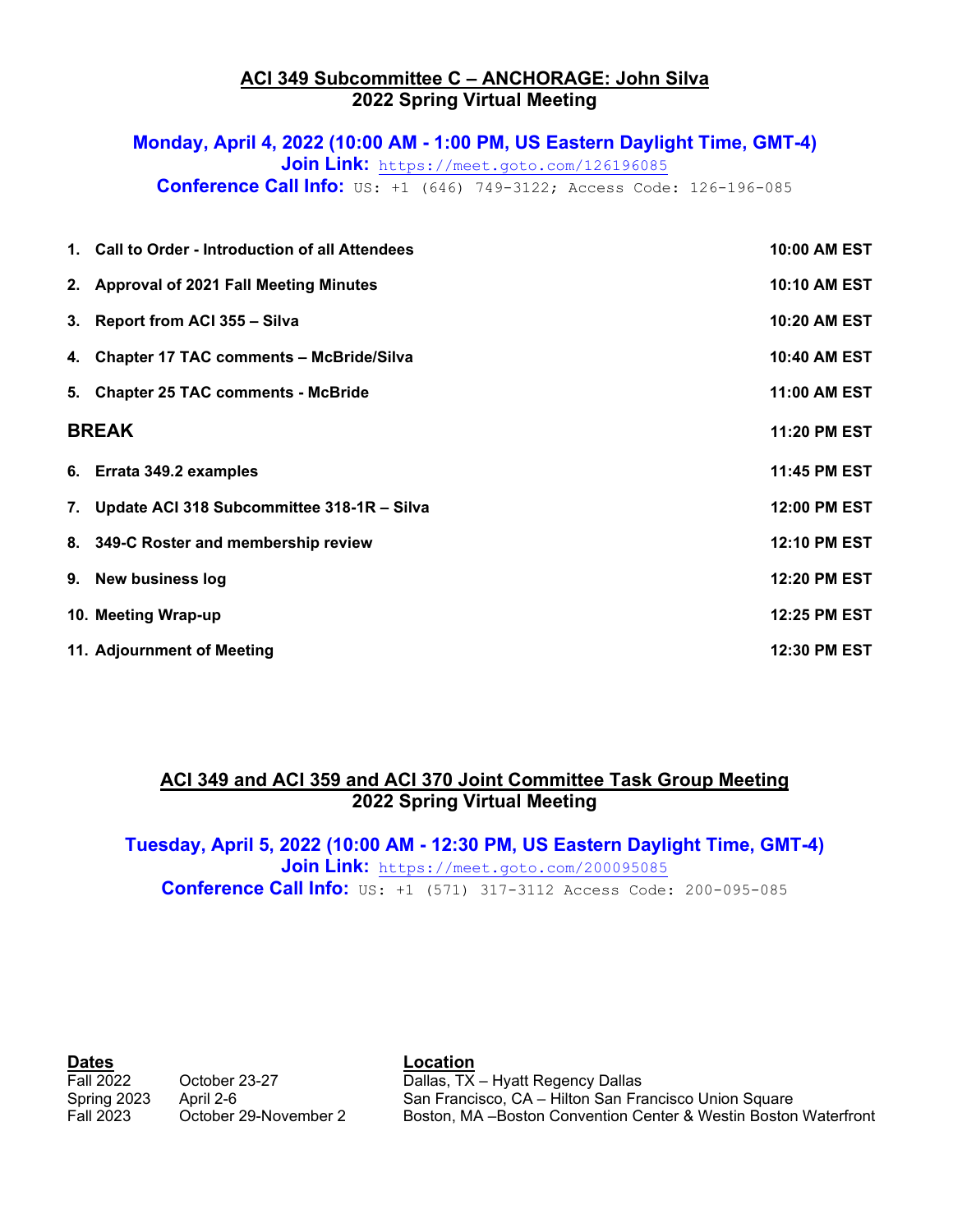## ACI 349 Subcommittee C – ANCHORAGE: John Silva

## 2022 Spring Virtual Meeting

**Monday, April 4, 2022 (10:00 AM - 1:00 PM, US Eastern Daylight Time, GMT-4)**

**Join Link:** https://meet.goto.com/126196085

**Conference Call Info:** US: +1 (646) 749-3122; Access Code: 126-196-085

| | |
|---|---|
| **1. Call to Order - Introduction of all Attendees** | **10:00 AM EST** |
| **2. Approval of 2021 Fall Meeting Minutes** | **10:10 AM EST** |
| **3. Report from ACI 355 – Silva** | **10:20 AM EST** |
| **4. Chapter 17 TAC comments – McBride/Silva** | **10:40 AM EST** |
| **5. Chapter 25 TAC comments - McBride** | **11:00 AM EST** |
| **BREAK** | **11:20 PM EST** |
| **6. Errata 349.2 examples** | **11:45 PM EST** |
| **7. Update ACI 318 Subcommittee 318-1R – Silva** | **12:00 PM EST** |
| **8. 349-C Roster and membership review** | **12:10 PM EST** |
| **9. New business log** | **12:20 PM EST** |
| **10. Meeting Wrap-up** | **12:25 PM EST** |
| **11. Adjournment of Meeting** | **12:30 PM EST** |

## ACI 349 and ACI 359 and ACI 370 Joint Committee Task Group Meeting

## 2022 Spring Virtual Meeting

**Tuesday, April 5, 2022 (10:00 AM - 12:30 PM, US Eastern Daylight Time, GMT-4)**

**Join Link:** https://meet.goto.com/200095085

**Conference Call Info:** US: +1 (571) 317-3112 Access Code: 200-095-085

| **Dates** | | **Location** |
|---|---|---|
| Fall 2022 | October 23-27 | Dallas, TX – Hyatt Regency Dallas |
| Spring 2023 | April 2-6 | San Francisco, CA – Hilton San Francisco Union Square |
| Fall 2023 | October 29-November 2 | Boston, MA –Boston Convention Center & Westin Boston Waterfront |